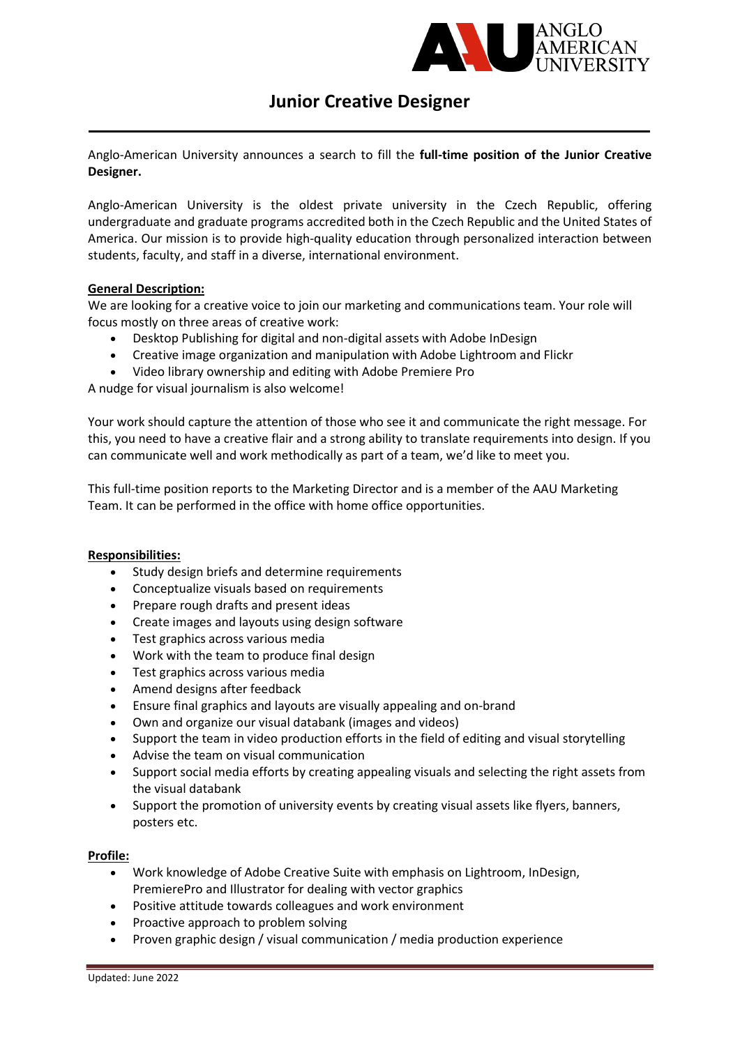# Junior Creative Designer

Anglo-American University announces a search to fill the **full-time position of the Junior Creative Designer.**

Anglo-American University is the oldest private university in the Czech Republic, offering undergraduate and graduate programs accredited both in the Czech Republic and the United States of America. Our mission is to provide high-quality education through personalized interaction between students, faculty, and staff in a diverse, international environment.

## General Description:

We are looking for a creative voice to join our marketing and communications team. Your role will focus mostly on three areas of creative work:

- Desktop Publishing for digital and non-digital assets with Adobe InDesign
- Creative image organization and manipulation with Adobe Lightroom and Flickr
- Video library ownership and editing with Adobe Premiere Pro

A nudge for visual journalism is also welcome!

Your work should capture the attention of those who see it and communicate the right message. For this, you need to have a creative flair and a strong ability to translate requirements into design. If you can communicate well and work methodically as part of a team, we'd like to meet you.

This full-time position reports to the Marketing Director and is a member of the AAU Marketing Team. It can be performed in the office with home office opportunities.

## Responsibilities:

- Study design briefs and determine requirements
- Conceptualize visuals based on requirements
- Prepare rough drafts and present ideas
- Create images and layouts using design software
- Test graphics across various media
- Work with the team to produce final design
- Test graphics across various media
- Amend designs after feedback
- Ensure final graphics and layouts are visually appealing and on-brand
- Own and organize our visual databank (images and videos)
- Support the team in video production efforts in the field of editing and visual storytelling
- Advise the team on visual communication
- Support social media efforts by creating appealing visuals and selecting the right assets from the visual databank
- Support the promotion of university events by creating visual assets like flyers, banners, posters etc.

## Profile:

- Work knowledge of Adobe Creative Suite with emphasis on Lightroom, InDesign, PremierePro and Illustrator for dealing with vector graphics
- Positive attitude towards colleagues and work environment
- Proactive approach to problem solving
- Proven graphic design / visual communication / media production experience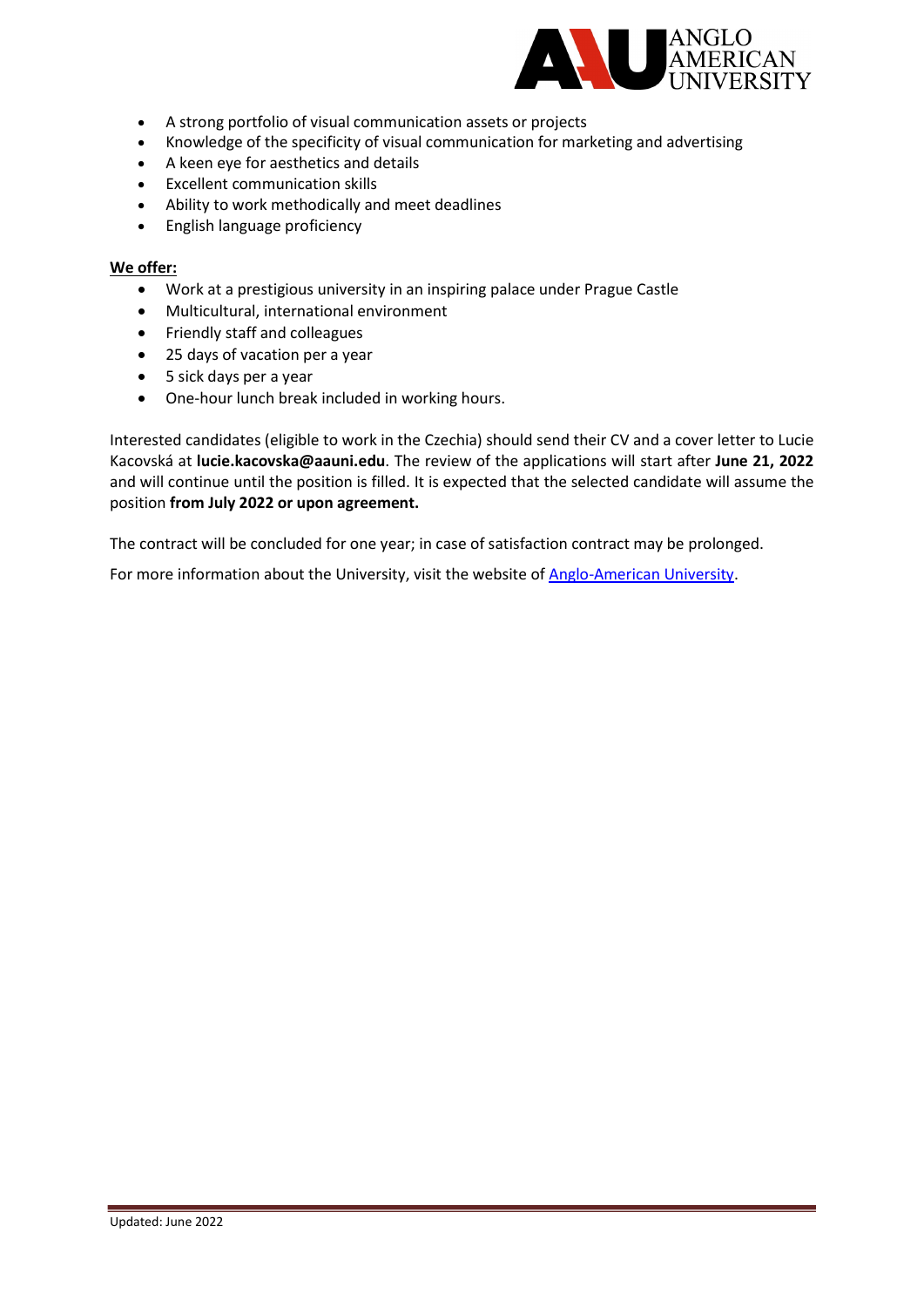- A strong portfolio of visual communication assets or projects
- Knowledge of the specificity of visual communication for marketing and advertising
- A keen eye for aesthetics and details
- Excellent communication skills
- Ability to work methodically and meet deadlines
- English language proficiency

**We offer:**

- Work at a prestigious university in an inspiring palace under Prague Castle
- Multicultural, international environment
- Friendly staff and colleagues
- 25 days of vacation per a year
- 5 sick days per a year
- One-hour lunch break included in working hours.

Interested candidates (eligible to work in the Czechia) should send their CV and a cover letter to Lucie Kacovská at **lucie.kacovska@aauni.edu**. The review of the applications will start after **June 21, 2022** and will continue until the position is filled. It is expected that the selected candidate will assume the position **from July 2022 or upon agreement.**

The contract will be concluded for one year; in case of satisfaction contract may be prolonged.

For more information about the University, visit the website of Anglo-American University.

Updated: June 2022